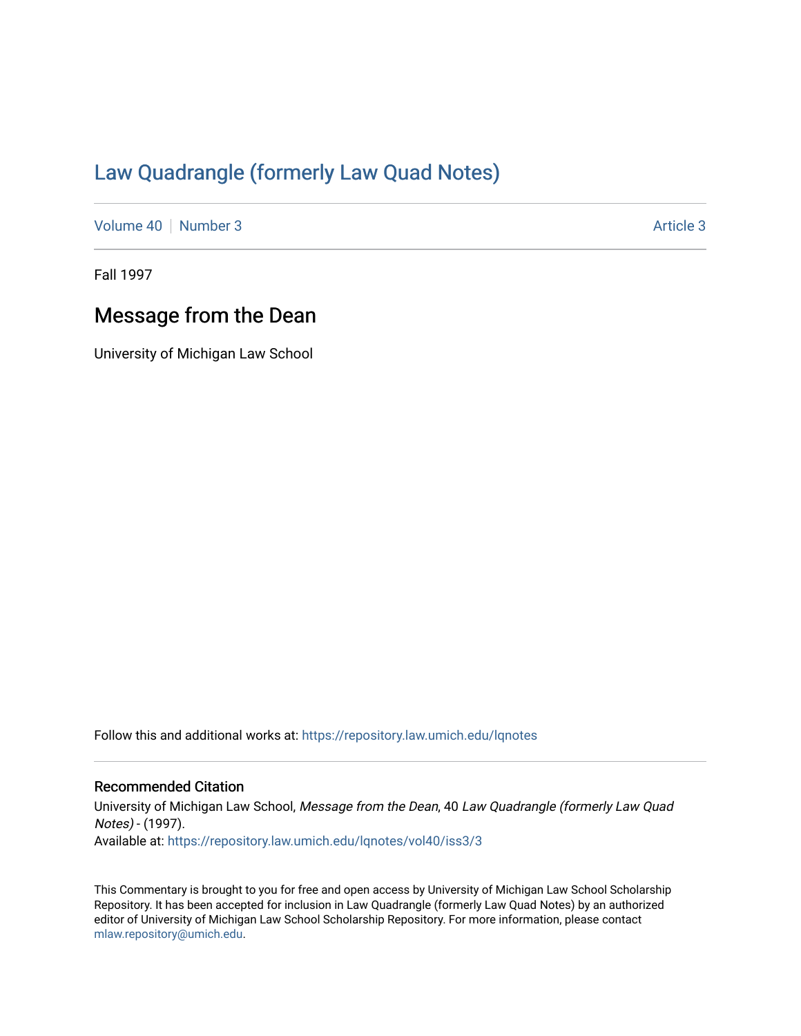# Law Quadrangle (formerly Law Quad Notes)

Volume 40 | Number 3 | Article 3

Fall 1997

## Message from the Dean

University of Michigan Law School

Follow this and additional works at: https://repository.law.umich.edu/lqnotes

### Recommended Citation

University of Michigan Law School, *Message from the Dean*, 40 *Law Quadrangle (formerly Law Quad Notes)* - (1997).
Available at: https://repository.law.umich.edu/lqnotes/vol40/iss3/3

This Commentary is brought to you for free and open access by University of Michigan Law School Scholarship Repository. It has been accepted for inclusion in Law Quadrangle (formerly Law Quad Notes) by an authorized editor of University of Michigan Law School Scholarship Repository. For more information, please contact mlaw.repository@umich.edu.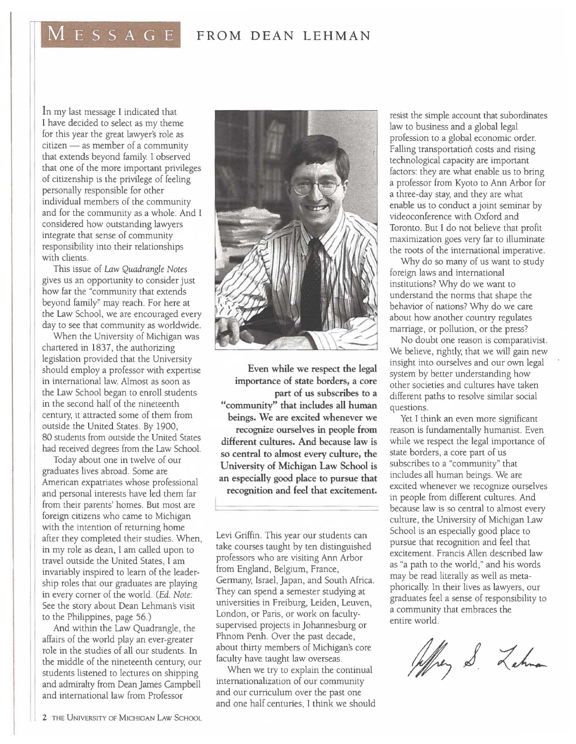# MESSAGE FROM DEAN LEHMAN

In my last message I indicated that I have decided to select as my theme for this year the great lawyer's role as citizen — as member of a community that extends beyond family. I observed that one of the more important privileges of citizenship is the privilege of feeling personally responsible for other individual members of the community and for the community as a whole. And I considered how outstanding lawyers integrate that sense of community responsibility into their relationships with clients.

This issue of *Law Quadrangle Notes* gives us an opportunity to consider just how far the "community that extends beyond family" may reach. For here at the Law School, we are encouraged every day to see that community as worldwide.

When the University of Michigan was chartered in 1837, the authorizing legislation provided that the University should employ a professor with expertise in international law. Almost as soon as the Law School began to enroll students in the second half of the nineteenth century, it attracted some of them from outside the United States. By 1900, 80 students from outside the United States had received degrees from the Law School.

Today about one in twelve of our graduates lives abroad. Some are American expatriates whose professional and personal interests have led them far from their parents' homes. But most are foreign citizens who came to Michigan with the intention of returning home after they completed their studies. When, in my role as dean, I am called upon to travel outside the United States, I am invariably inspired to learn of the leadership roles that our graduates are playing in every corner of the world. (*Ed. Note:* See the story about Dean Lehman's visit to the Philippines, page 56.)

And within the Law Quadrangle, the affairs of the world play an ever-greater role in the studies of all our students. In the middle of the nineteenth century, our students listened to lectures on shipping and admiralty from Dean James Campbell and international law from Professor Levi Griffin. This year our students can take courses taught by ten distinguished professors who are visiting Ann Arbor from England, Belgium, France, Germany, Israel, Japan, and South Africa. They can spend a semester studying at universities in Freiburg, Leiden, Leuven, London, or Paris, or work on faculty-supervised projects in Johannesburg or Phnom Penh. Over the past decade, about thirty members of Michigan's core faculty have taught law overseas.

**Even while we respect the legal importance of state borders, a core part of us subscribes to a "community" that includes all human beings. We are excited whenever we recognize ourselves in people from different cultures. And because law is so central to almost every culture, the University of Michigan Law School is an especially good place to pursue that recognition and feel that excitement.**

When we try to explain the continual internationalization of our community and our curriculum over the past one and one half centuries, I think we should resist the simple account that subordinates law to business and a global legal profession to a global economic order. Falling transportation costs and rising technological capacity are important factors: they are what enable us to bring a professor from Kyoto to Ann Arbor for a three-day stay, and they are what enable us to conduct a joint seminar by videoconference with Oxford and Toronto. But I do not believe that profit maximization goes very far to illuminate the roots of the international imperative.

Why do so many of us want to study foreign laws and international institutions? Why do we want to understand the norms that shape the behavior of nations? Why do we care about how another country regulates marriage, or pollution, or the press?

No doubt one reason is comparativist. We believe, rightly, that we will gain new insight into ourselves and our own legal system by better understanding how other societies and cultures have taken different paths to resolve similar social questions.

Yet I think an even more significant reason is fundamentally humanist. Even while we respect the legal importance of state borders, a core part of us subscribes to a "community" that includes all human beings. We are excited whenever we recognize ourselves in people from different cultures. And because law is so central to almost every culture, the University of Michigan Law School is an especially good place to pursue that recognition and feel that excitement. Francis Allen described law as "a path to the world," and his words may be read literally as well as metaphorically. In their lives as lawyers, our graduates feel a sense of responsibility to a community that embraces the entire world.

Jeffrey S. Lehman